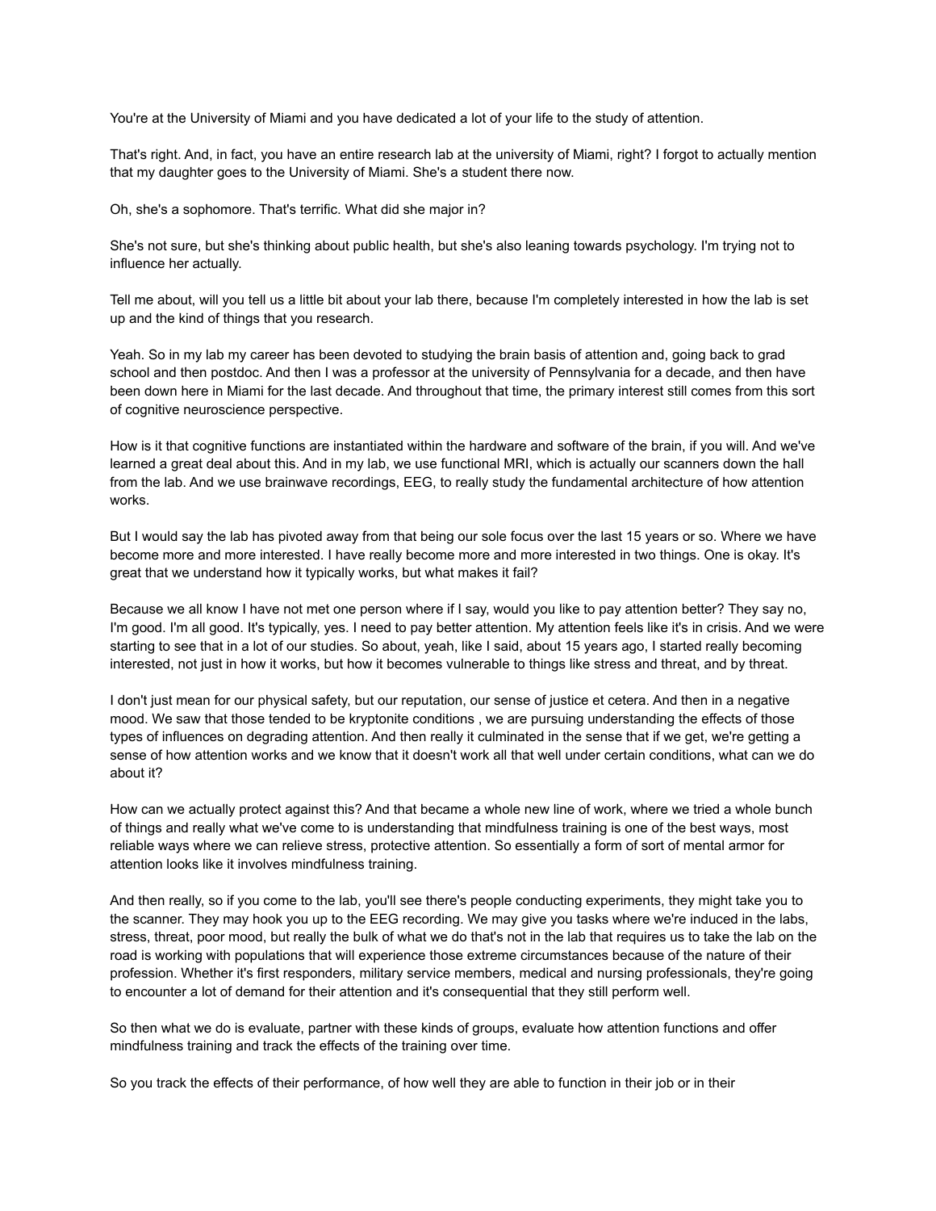You're at the University of Miami and you have dedicated a lot of your life to the study of attention.

That's right. And, in fact, you have an entire research lab at the university of Miami, right? I forgot to actually mention that my daughter goes to the University of Miami. She's a student there now.

Oh, she's a sophomore. That's terrific. What did she major in?

She's not sure, but she's thinking about public health, but she's also leaning towards psychology. I'm trying not to influence her actually.

Tell me about, will you tell us a little bit about your lab there, because I'm completely interested in how the lab is set up and the kind of things that you research.

Yeah. So in my lab my career has been devoted to studying the brain basis of attention and, going back to grad school and then postdoc. And then I was a professor at the university of Pennsylvania for a decade, and then have been down here in Miami for the last decade. And throughout that time, the primary interest still comes from this sort of cognitive neuroscience perspective.

How is it that cognitive functions are instantiated within the hardware and software of the brain, if you will. And we've learned a great deal about this. And in my lab, we use functional MRI, which is actually our scanners down the hall from the lab. And we use brainwave recordings, EEG, to really study the fundamental architecture of how attention works.

But I would say the lab has pivoted away from that being our sole focus over the last 15 years or so. Where we have become more and more interested. I have really become more and more interested in two things. One is okay. It's great that we understand how it typically works, but what makes it fail?

Because we all know I have not met one person where if I say, would you like to pay attention better? They say no, I'm good. I'm all good. It's typically, yes. I need to pay better attention. My attention feels like it's in crisis. And we were starting to see that in a lot of our studies. So about, yeah, like I said, about 15 years ago, I started really becoming interested, not just in how it works, but how it becomes vulnerable to things like stress and threat, and by threat.

I don't just mean for our physical safety, but our reputation, our sense of justice et cetera. And then in a negative mood. We saw that those tended to be kryptonite conditions , we are pursuing understanding the effects of those types of influences on degrading attention. And then really it culminated in the sense that if we get, we're getting a sense of how attention works and we know that it doesn't work all that well under certain conditions, what can we do about it?

How can we actually protect against this? And that became a whole new line of work, where we tried a whole bunch of things and really what we've come to is understanding that mindfulness training is one of the best ways, most reliable ways where we can relieve stress, protective attention. So essentially a form of sort of mental armor for attention looks like it involves mindfulness training.

And then really, so if you come to the lab, you'll see there's people conducting experiments, they might take you to the scanner. They may hook you up to the EEG recording. We may give you tasks where we're induced in the labs, stress, threat, poor mood, but really the bulk of what we do that's not in the lab that requires us to take the lab on the road is working with populations that will experience those extreme circumstances because of the nature of their profession. Whether it's first responders, military service members, medical and nursing professionals, they're going to encounter a lot of demand for their attention and it's consequential that they still perform well.

So then what we do is evaluate, partner with these kinds of groups, evaluate how attention functions and offer mindfulness training and track the effects of the training over time.

So you track the effects of their performance, of how well they are able to function in their job or in their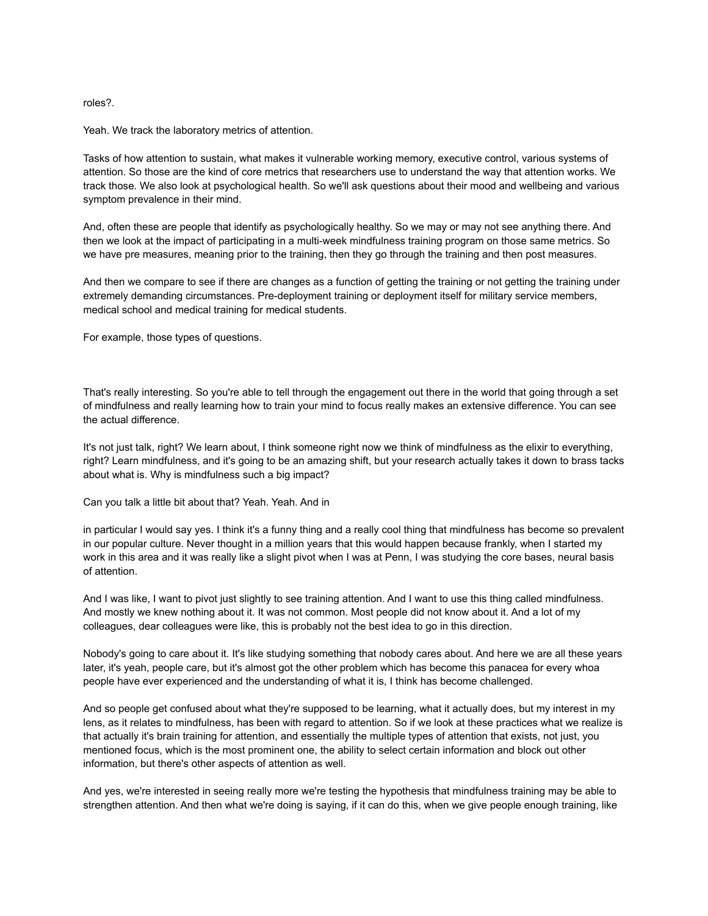roles?.

Yeah. We track the laboratory metrics of attention.

Tasks of how attention to sustain, what makes it vulnerable working memory, executive control, various systems of attention. So those are the kind of core metrics that researchers use to understand the way that attention works. We track those. We also look at psychological health. So we'll ask questions about their mood and wellbeing and various symptom prevalence in their mind.

And, often these are people that identify as psychologically healthy. So we may or may not see anything there. And then we look at the impact of participating in a multi-week mindfulness training program on those same metrics. So we have pre measures, meaning prior to the training, then they go through the training and then post measures.

And then we compare to see if there are changes as a function of getting the training or not getting the training under extremely demanding circumstances. Pre-deployment training or deployment itself for military service members, medical school and medical training for medical students.

For example, those types of questions.

That's really interesting. So you're able to tell through the engagement out there in the world that going through a set of mindfulness and really learning how to train your mind to focus really makes an extensive difference. You can see the actual difference.

It's not just talk, right? We learn about, I think someone right now we think of mindfulness as the elixir to everything, right? Learn mindfulness, and it's going to be an amazing shift, but your research actually takes it down to brass tacks about what is. Why is mindfulness such a big impact?

Can you talk a little bit about that? Yeah. Yeah. And in

in particular I would say yes. I think it's a funny thing and a really cool thing that mindfulness has become so prevalent in our popular culture. Never thought in a million years that this would happen because frankly, when I started my work in this area and it was really like a slight pivot when I was at Penn, I was studying the core bases, neural basis of attention.

And I was like, I want to pivot just slightly to see training attention. And I want to use this thing called mindfulness. And mostly we knew nothing about it. It was not common. Most people did not know about it. And a lot of my colleagues, dear colleagues were like, this is probably not the best idea to go in this direction.

Nobody's going to care about it. It's like studying something that nobody cares about. And here we are all these years later, it's yeah, people care, but it's almost got the other problem which has become this panacea for every whoa people have ever experienced and the understanding of what it is, I think has become challenged.

And so people get confused about what they're supposed to be learning, what it actually does, but my interest in my lens, as it relates to mindfulness, has been with regard to attention. So if we look at these practices what we realize is that actually it's brain training for attention, and essentially the multiple types of attention that exists, not just, you mentioned focus, which is the most prominent one, the ability to select certain information and block out other information, but there's other aspects of attention as well.

And yes, we're interested in seeing really more we're testing the hypothesis that mindfulness training may be able to strengthen attention. And then what we're doing is saying, if it can do this, when we give people enough training, like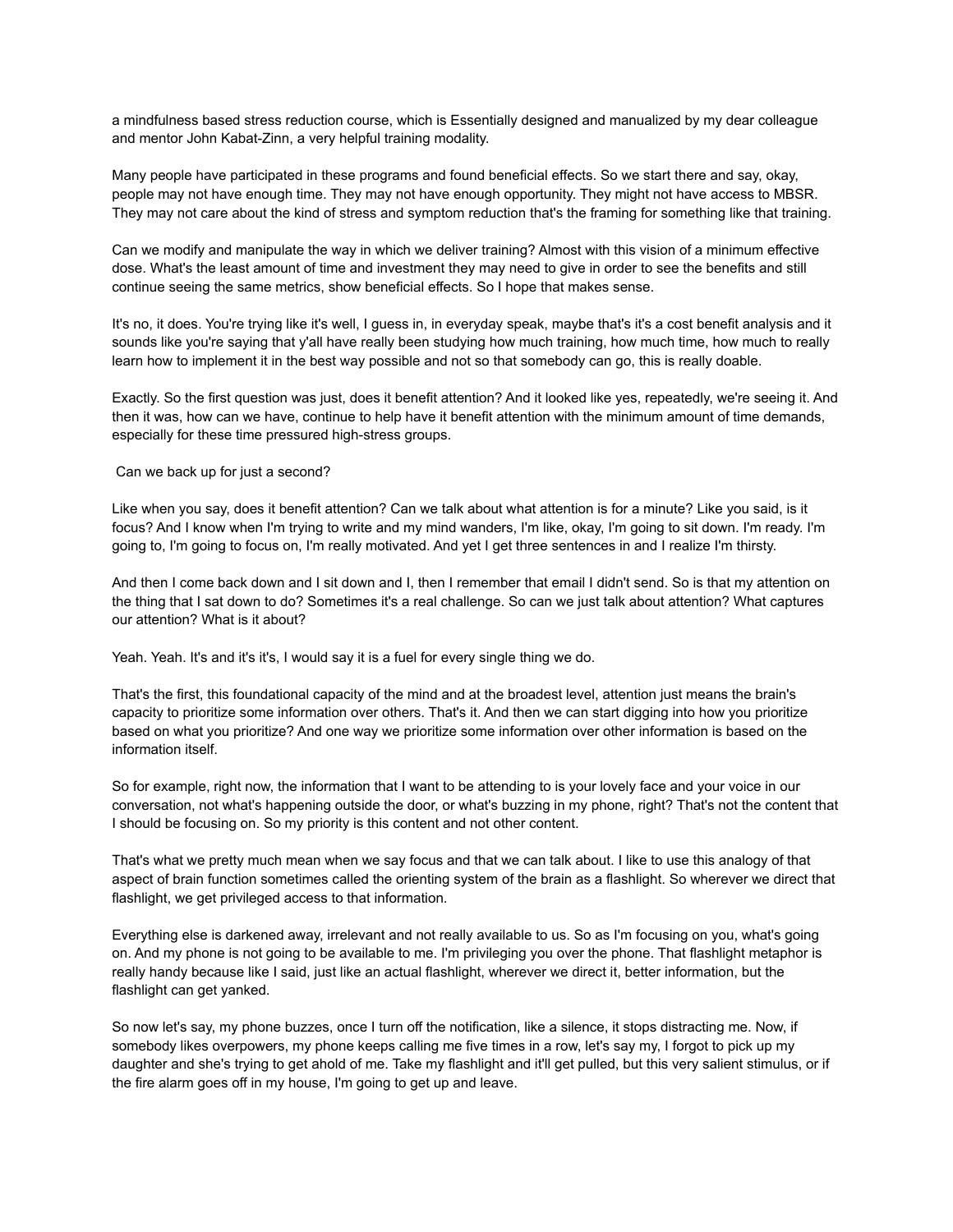a mindfulness based stress reduction course, which is Essentially designed and manualized by my dear colleague and mentor John Kabat-Zinn, a very helpful training modality.

Many people have participated in these programs and found beneficial effects. So we start there and say, okay, people may not have enough time. They may not have enough opportunity. They might not have access to MBSR. They may not care about the kind of stress and symptom reduction that's the framing for something like that training.

Can we modify and manipulate the way in which we deliver training? Almost with this vision of a minimum effective dose. What's the least amount of time and investment they may need to give in order to see the benefits and still continue seeing the same metrics, show beneficial effects. So I hope that makes sense.

It's no, it does. You're trying like it's well, I guess in, in everyday speak, maybe that's it's a cost benefit analysis and it sounds like you're saying that y'all have really been studying how much training, how much time, how much to really learn how to implement it in the best way possible and not so that somebody can go, this is really doable.

Exactly. So the first question was just, does it benefit attention? And it looked like yes, repeatedly, we're seeing it. And then it was, how can we have, continue to help have it benefit attention with the minimum amount of time demands, especially for these time pressured high-stress groups.

Can we back up for just a second?

Like when you say, does it benefit attention? Can we talk about what attention is for a minute? Like you said, is it focus? And I know when I'm trying to write and my mind wanders, I'm like, okay, I'm going to sit down. I'm ready. I'm going to, I'm going to focus on, I'm really motivated. And yet I get three sentences in and I realize I'm thirsty.

And then I come back down and I sit down and I, then I remember that email I didn't send. So is that my attention on the thing that I sat down to do? Sometimes it's a real challenge. So can we just talk about attention? What captures our attention? What is it about?

Yeah. Yeah. It's and it's it's, I would say it is a fuel for every single thing we do.

That's the first, this foundational capacity of the mind and at the broadest level, attention just means the brain's capacity to prioritize some information over others. That's it. And then we can start digging into how you prioritize based on what you prioritize? And one way we prioritize some information over other information is based on the information itself.

So for example, right now, the information that I want to be attending to is your lovely face and your voice in our conversation, not what's happening outside the door, or what's buzzing in my phone, right? That's not the content that I should be focusing on. So my priority is this content and not other content.

That's what we pretty much mean when we say focus and that we can talk about. I like to use this analogy of that aspect of brain function sometimes called the orienting system of the brain as a flashlight. So wherever we direct that flashlight, we get privileged access to that information.

Everything else is darkened away, irrelevant and not really available to us. So as I'm focusing on you, what's going on. And my phone is not going to be available to me. I'm privileging you over the phone. That flashlight metaphor is really handy because like I said, just like an actual flashlight, wherever we direct it, better information, but the flashlight can get yanked.

So now let's say, my phone buzzes, once I turn off the notification, like a silence, it stops distracting me. Now, if somebody likes overpowers, my phone keeps calling me five times in a row, let's say my, I forgot to pick up my daughter and she's trying to get ahold of me. Take my flashlight and it'll get pulled, but this very salient stimulus, or if the fire alarm goes off in my house, I'm going to get up and leave.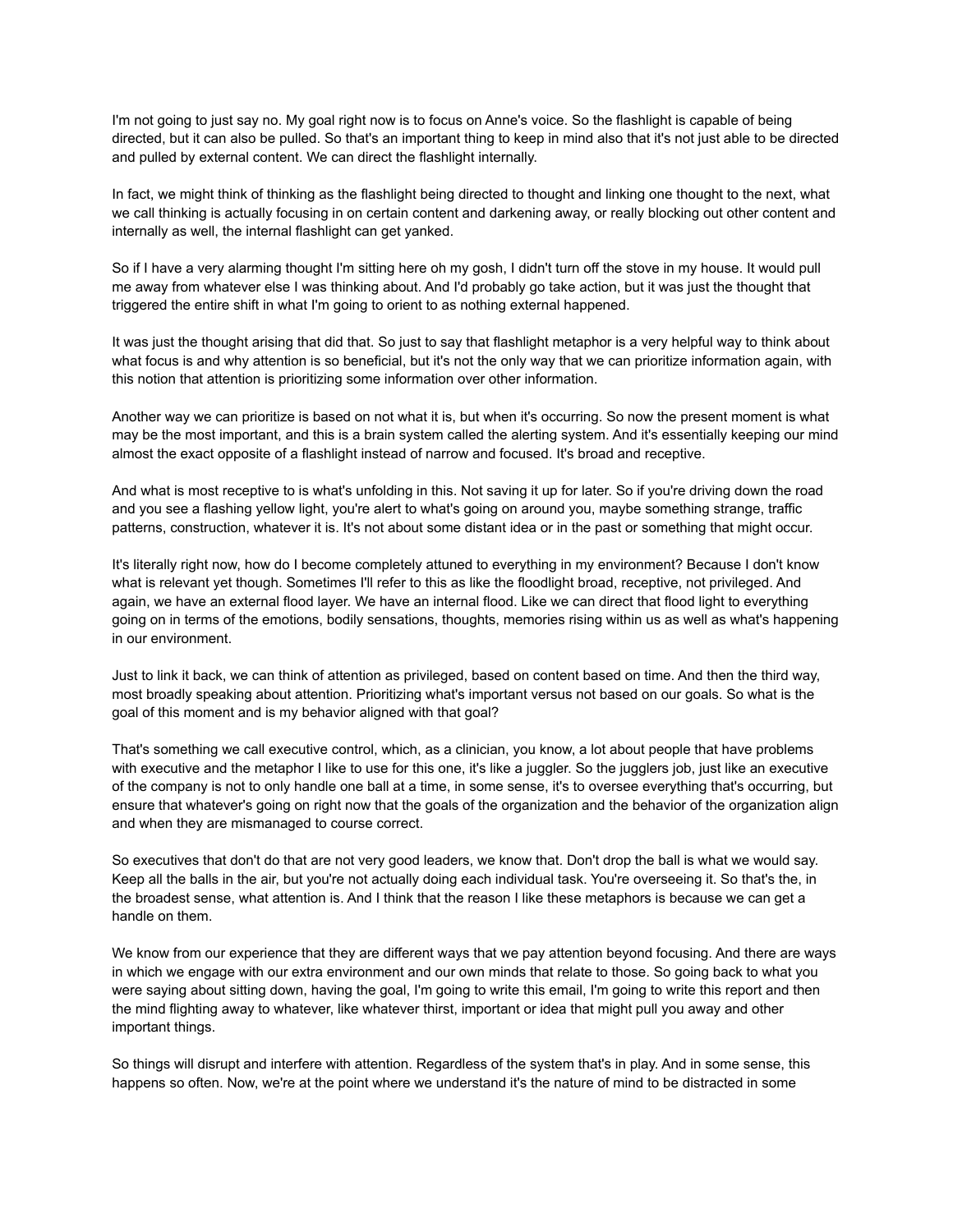I'm not going to just say no. My goal right now is to focus on Anne's voice. So the flashlight is capable of being directed, but it can also be pulled. So that's an important thing to keep in mind also that it's not just able to be directed and pulled by external content. We can direct the flashlight internally.

In fact, we might think of thinking as the flashlight being directed to thought and linking one thought to the next, what we call thinking is actually focusing in on certain content and darkening away, or really blocking out other content and internally as well, the internal flashlight can get yanked.

So if I have a very alarming thought I'm sitting here oh my gosh, I didn't turn off the stove in my house. It would pull me away from whatever else I was thinking about. And I'd probably go take action, but it was just the thought that triggered the entire shift in what I'm going to orient to as nothing external happened.

It was just the thought arising that did that. So just to say that flashlight metaphor is a very helpful way to think about what focus is and why attention is so beneficial, but it's not the only way that we can prioritize information again, with this notion that attention is prioritizing some information over other information.

Another way we can prioritize is based on not what it is, but when it's occurring. So now the present moment is what may be the most important, and this is a brain system called the alerting system. And it's essentially keeping our mind almost the exact opposite of a flashlight instead of narrow and focused. It's broad and receptive.

And what is most receptive to is what's unfolding in this. Not saving it up for later. So if you're driving down the road and you see a flashing yellow light, you're alert to what's going on around you, maybe something strange, traffic patterns, construction, whatever it is. It's not about some distant idea or in the past or something that might occur.

It's literally right now, how do I become completely attuned to everything in my environment? Because I don't know what is relevant yet though. Sometimes I'll refer to this as like the floodlight broad, receptive, not privileged. And again, we have an external flood layer. We have an internal flood. Like we can direct that flood light to everything going on in terms of the emotions, bodily sensations, thoughts, memories rising within us as well as what's happening in our environment.

Just to link it back, we can think of attention as privileged, based on content based on time. And then the third way, most broadly speaking about attention. Prioritizing what's important versus not based on our goals. So what is the goal of this moment and is my behavior aligned with that goal?

That's something we call executive control, which, as a clinician, you know, a lot about people that have problems with executive and the metaphor I like to use for this one, it's like a juggler. So the jugglers job, just like an executive of the company is not to only handle one ball at a time, in some sense, it's to oversee everything that's occurring, but ensure that whatever's going on right now that the goals of the organization and the behavior of the organization align and when they are mismanaged to course correct.

So executives that don't do that are not very good leaders, we know that. Don't drop the ball is what we would say. Keep all the balls in the air, but you're not actually doing each individual task. You're overseeing it. So that's the, in the broadest sense, what attention is. And I think that the reason I like these metaphors is because we can get a handle on them.

We know from our experience that they are different ways that we pay attention beyond focusing. And there are ways in which we engage with our extra environment and our own minds that relate to those. So going back to what you were saying about sitting down, having the goal, I'm going to write this email, I'm going to write this report and then the mind flighting away to whatever, like whatever thirst, important or idea that might pull you away and other important things.

So things will disrupt and interfere with attention. Regardless of the system that's in play. And in some sense, this happens so often. Now, we're at the point where we understand it's the nature of mind to be distracted in some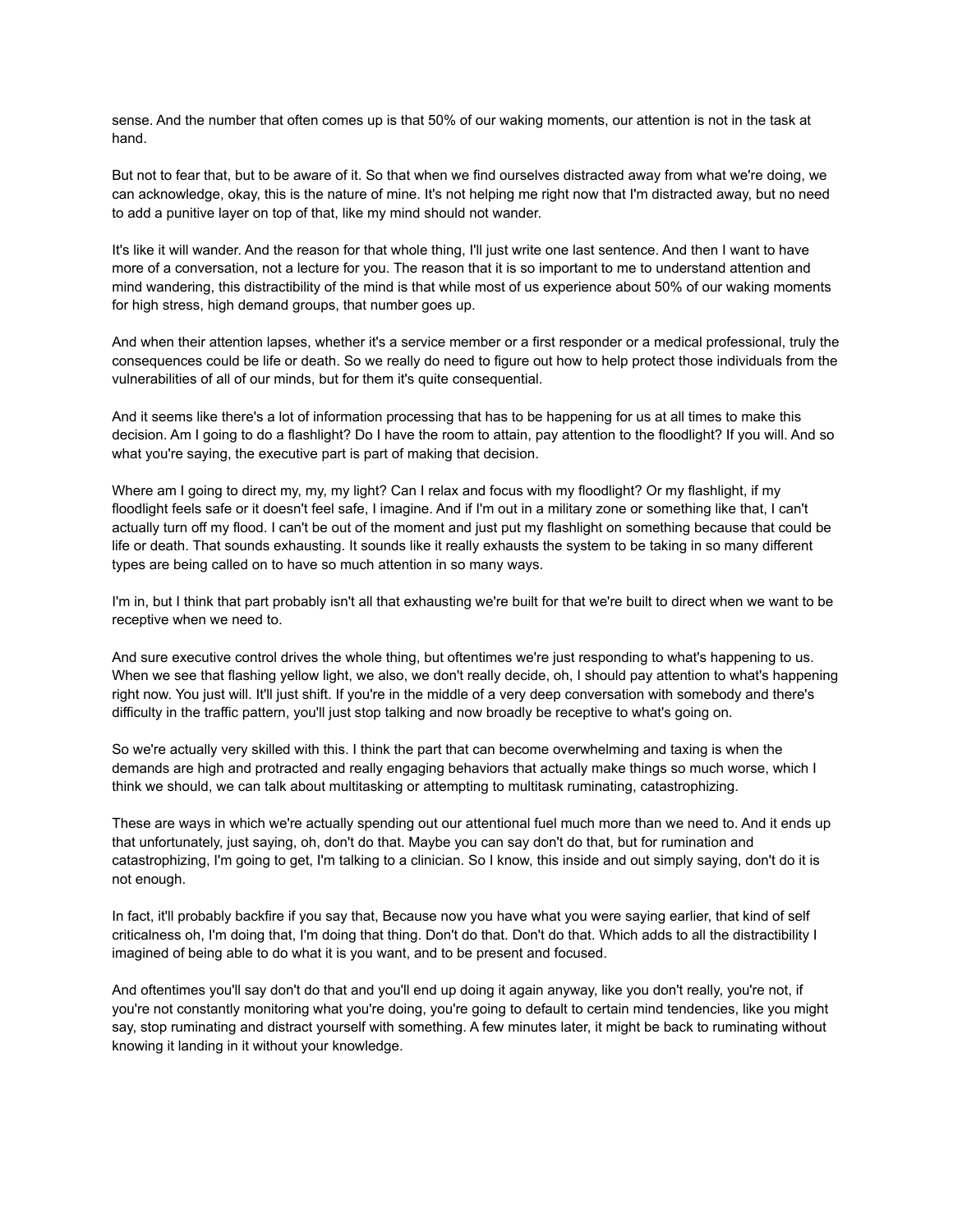sense. And the number that often comes up is that 50% of our waking moments, our attention is not in the task at hand.

But not to fear that, but to be aware of it. So that when we find ourselves distracted away from what we're doing, we can acknowledge, okay, this is the nature of mine. It's not helping me right now that I'm distracted away, but no need to add a punitive layer on top of that, like my mind should not wander.

It's like it will wander. And the reason for that whole thing, I'll just write one last sentence. And then I want to have more of a conversation, not a lecture for you. The reason that it is so important to me to understand attention and mind wandering, this distractibility of the mind is that while most of us experience about 50% of our waking moments for high stress, high demand groups, that number goes up.

And when their attention lapses, whether it's a service member or a first responder or a medical professional, truly the consequences could be life or death. So we really do need to figure out how to help protect those individuals from the vulnerabilities of all of our minds, but for them it's quite consequential.

And it seems like there's a lot of information processing that has to be happening for us at all times to make this decision. Am I going to do a flashlight? Do I have the room to attain, pay attention to the floodlight? If you will. And so what you're saying, the executive part is part of making that decision.

Where am I going to direct my, my, my light? Can I relax and focus with my floodlight? Or my flashlight, if my floodlight feels safe or it doesn't feel safe, I imagine. And if I'm out in a military zone or something like that, I can't actually turn off my flood. I can't be out of the moment and just put my flashlight on something because that could be life or death. That sounds exhausting. It sounds like it really exhausts the system to be taking in so many different types are being called on to have so much attention in so many ways.

I'm in, but I think that part probably isn't all that exhausting we're built for that we're built to direct when we want to be receptive when we need to.

And sure executive control drives the whole thing, but oftentimes we're just responding to what's happening to us. When we see that flashing yellow light, we also, we don't really decide, oh, I should pay attention to what's happening right now. You just will. It'll just shift. If you're in the middle of a very deep conversation with somebody and there's difficulty in the traffic pattern, you'll just stop talking and now broadly be receptive to what's going on.

So we're actually very skilled with this. I think the part that can become overwhelming and taxing is when the demands are high and protracted and really engaging behaviors that actually make things so much worse, which I think we should, we can talk about multitasking or attempting to multitask ruminating, catastrophizing.

These are ways in which we're actually spending out our attentional fuel much more than we need to. And it ends up that unfortunately, just saying, oh, don't do that. Maybe you can say don't do that, but for rumination and catastrophizing, I'm going to get, I'm talking to a clinician. So I know, this inside and out simply saying, don't do it is not enough.

In fact, it'll probably backfire if you say that, Because now you have what you were saying earlier, that kind of self criticalness oh, I'm doing that, I'm doing that thing. Don't do that. Don't do that. Which adds to all the distractibility I imagined of being able to do what it is you want, and to be present and focused.

And oftentimes you'll say don't do that and you'll end up doing it again anyway, like you don't really, you're not, if you're not constantly monitoring what you're doing, you're going to default to certain mind tendencies, like you might say, stop ruminating and distract yourself with something. A few minutes later, it might be back to ruminating without knowing it landing in it without your knowledge.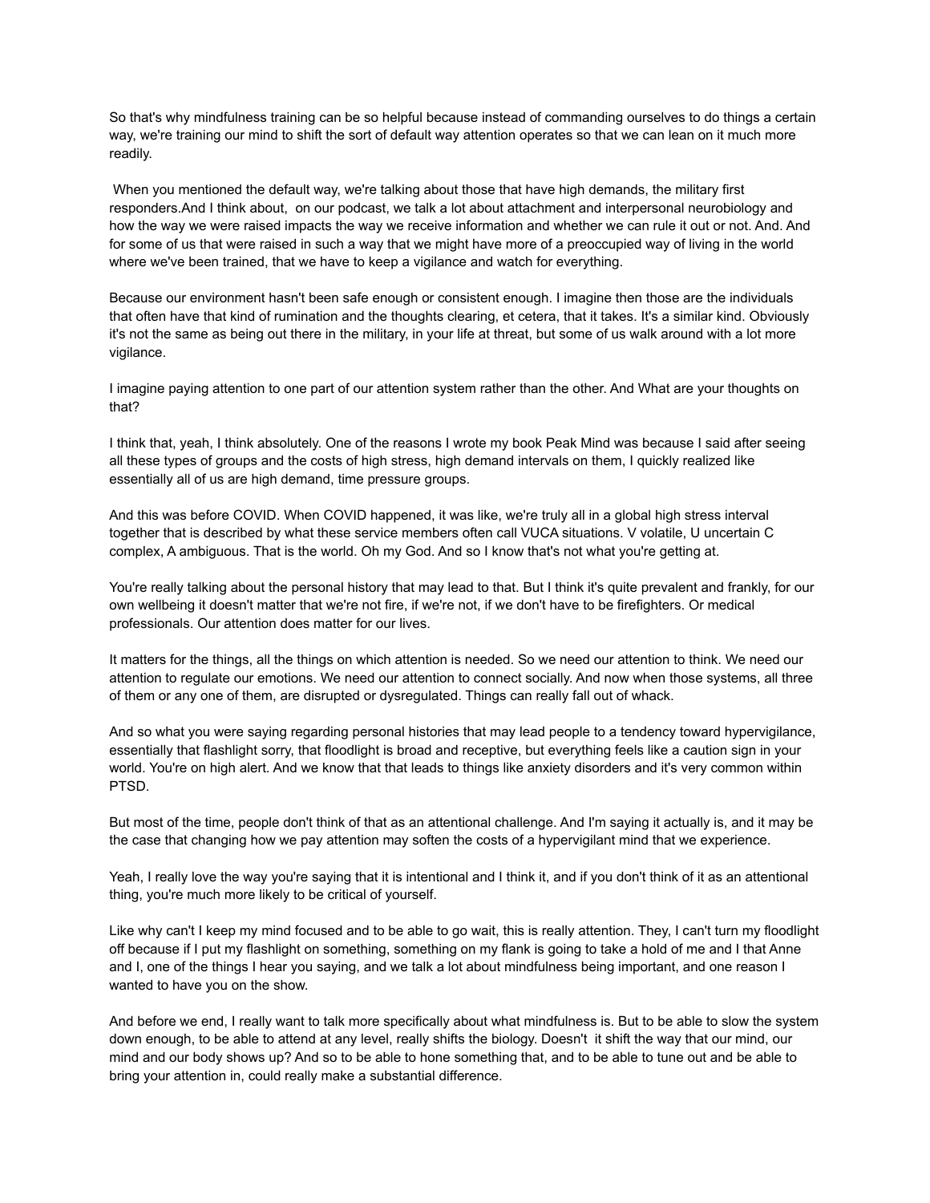So that's why mindfulness training can be so helpful because instead of commanding ourselves to do things a certain way, we're training our mind to shift the sort of default way attention operates so that we can lean on it much more readily.

When you mentioned the default way, we're talking about those that have high demands, the military first responders.And I think about, on our podcast, we talk a lot about attachment and interpersonal neurobiology and how the way we were raised impacts the way we receive information and whether we can rule it out or not. And. And for some of us that were raised in such a way that we might have more of a preoccupied way of living in the world where we've been trained, that we have to keep a vigilance and watch for everything.

Because our environment hasn't been safe enough or consistent enough. I imagine then those are the individuals that often have that kind of rumination and the thoughts clearing, et cetera, that it takes. It's a similar kind. Obviously it's not the same as being out there in the military, in your life at threat, but some of us walk around with a lot more vigilance.

I imagine paying attention to one part of our attention system rather than the other. And What are your thoughts on that?

I think that, yeah, I think absolutely. One of the reasons I wrote my book Peak Mind was because I said after seeing all these types of groups and the costs of high stress, high demand intervals on them, I quickly realized like essentially all of us are high demand, time pressure groups.

And this was before COVID. When COVID happened, it was like, we're truly all in a global high stress interval together that is described by what these service members often call VUCA situations. V volatile, U uncertain C complex, A ambiguous. That is the world. Oh my God. And so I know that's not what you're getting at.

You're really talking about the personal history that may lead to that. But I think it's quite prevalent and frankly, for our own wellbeing it doesn't matter that we're not fire, if we're not, if we don't have to be firefighters. Or medical professionals. Our attention does matter for our lives.

It matters for the things, all the things on which attention is needed. So we need our attention to think. We need our attention to regulate our emotions. We need our attention to connect socially. And now when those systems, all three of them or any one of them, are disrupted or dysregulated. Things can really fall out of whack.

And so what you were saying regarding personal histories that may lead people to a tendency toward hypervigilance, essentially that flashlight sorry, that floodlight is broad and receptive, but everything feels like a caution sign in your world. You're on high alert. And we know that that leads to things like anxiety disorders and it's very common within PTSD.

But most of the time, people don't think of that as an attentional challenge. And I'm saying it actually is, and it may be the case that changing how we pay attention may soften the costs of a hypervigilant mind that we experience.

Yeah, I really love the way you're saying that it is intentional and I think it, and if you don't think of it as an attentional thing, you're much more likely to be critical of yourself.

Like why can't I keep my mind focused and to be able to go wait, this is really attention. They, I can't turn my floodlight off because if I put my flashlight on something, something on my flank is going to take a hold of me and I that Anne and I, one of the things I hear you saying, and we talk a lot about mindfulness being important, and one reason I wanted to have you on the show.

And before we end, I really want to talk more specifically about what mindfulness is. But to be able to slow the system down enough, to be able to attend at any level, really shifts the biology. Doesn't it shift the way that our mind, our mind and our body shows up? And so to be able to hone something that, and to be able to tune out and be able to bring your attention in, could really make a substantial difference.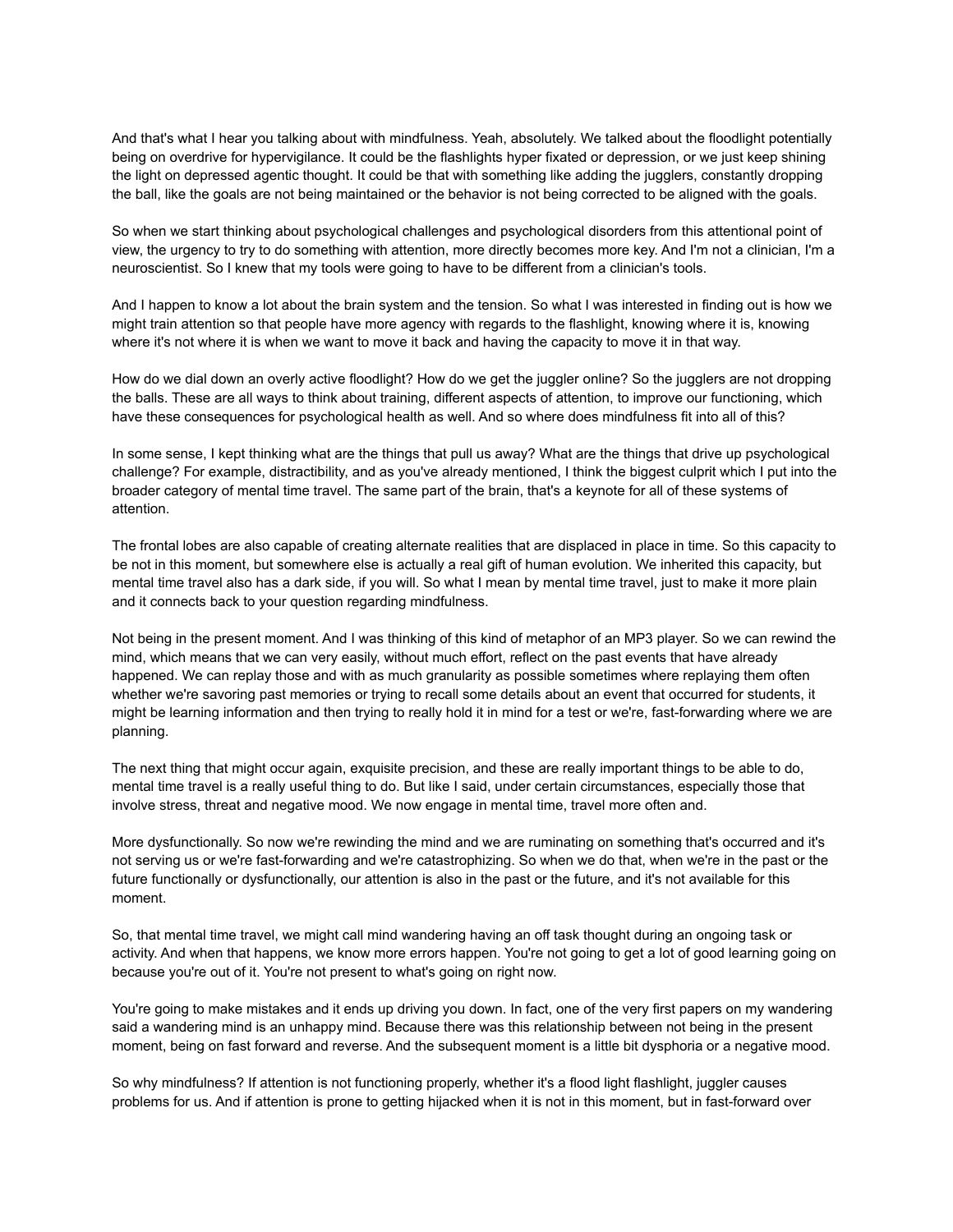And that's what I hear you talking about with mindfulness. Yeah, absolutely. We talked about the floodlight potentially being on overdrive for hypervigilance. It could be the flashlights hyper fixated or depression, or we just keep shining the light on depressed agentic thought. It could be that with something like adding the jugglers, constantly dropping the ball, like the goals are not being maintained or the behavior is not being corrected to be aligned with the goals.

So when we start thinking about psychological challenges and psychological disorders from this attentional point of view, the urgency to try to do something with attention, more directly becomes more key. And I'm not a clinician, I'm a neuroscientist. So I knew that my tools were going to have to be different from a clinician's tools.

And I happen to know a lot about the brain system and the tension. So what I was interested in finding out is how we might train attention so that people have more agency with regards to the flashlight, knowing where it is, knowing where it's not where it is when we want to move it back and having the capacity to move it in that way.

How do we dial down an overly active floodlight? How do we get the juggler online? So the jugglers are not dropping the balls. These are all ways to think about training, different aspects of attention, to improve our functioning, which have these consequences for psychological health as well. And so where does mindfulness fit into all of this?

In some sense, I kept thinking what are the things that pull us away? What are the things that drive up psychological challenge? For example, distractibility, and as you've already mentioned, I think the biggest culprit which I put into the broader category of mental time travel. The same part of the brain, that's a keynote for all of these systems of attention.

The frontal lobes are also capable of creating alternate realities that are displaced in place in time. So this capacity to be not in this moment, but somewhere else is actually a real gift of human evolution. We inherited this capacity, but mental time travel also has a dark side, if you will. So what I mean by mental time travel, just to make it more plain and it connects back to your question regarding mindfulness.

Not being in the present moment. And I was thinking of this kind of metaphor of an MP3 player. So we can rewind the mind, which means that we can very easily, without much effort, reflect on the past events that have already happened. We can replay those and with as much granularity as possible sometimes where replaying them often whether we're savoring past memories or trying to recall some details about an event that occurred for students, it might be learning information and then trying to really hold it in mind for a test or we're, fast-forwarding where we are planning.

The next thing that might occur again, exquisite precision, and these are really important things to be able to do, mental time travel is a really useful thing to do. But like I said, under certain circumstances, especially those that involve stress, threat and negative mood. We now engage in mental time, travel more often and.

More dysfunctionally. So now we're rewinding the mind and we are ruminating on something that's occurred and it's not serving us or we're fast-forwarding and we're catastrophizing. So when we do that, when we're in the past or the future functionally or dysfunctionally, our attention is also in the past or the future, and it's not available for this moment.

So, that mental time travel, we might call mind wandering having an off task thought during an ongoing task or activity. And when that happens, we know more errors happen. You're not going to get a lot of good learning going on because you're out of it. You're not present to what's going on right now.

You're going to make mistakes and it ends up driving you down. In fact, one of the very first papers on my wandering said a wandering mind is an unhappy mind. Because there was this relationship between not being in the present moment, being on fast forward and reverse. And the subsequent moment is a little bit dysphoria or a negative mood.

So why mindfulness? If attention is not functioning properly, whether it's a flood light flashlight, juggler causes problems for us. And if attention is prone to getting hijacked when it is not in this moment, but in fast-forward over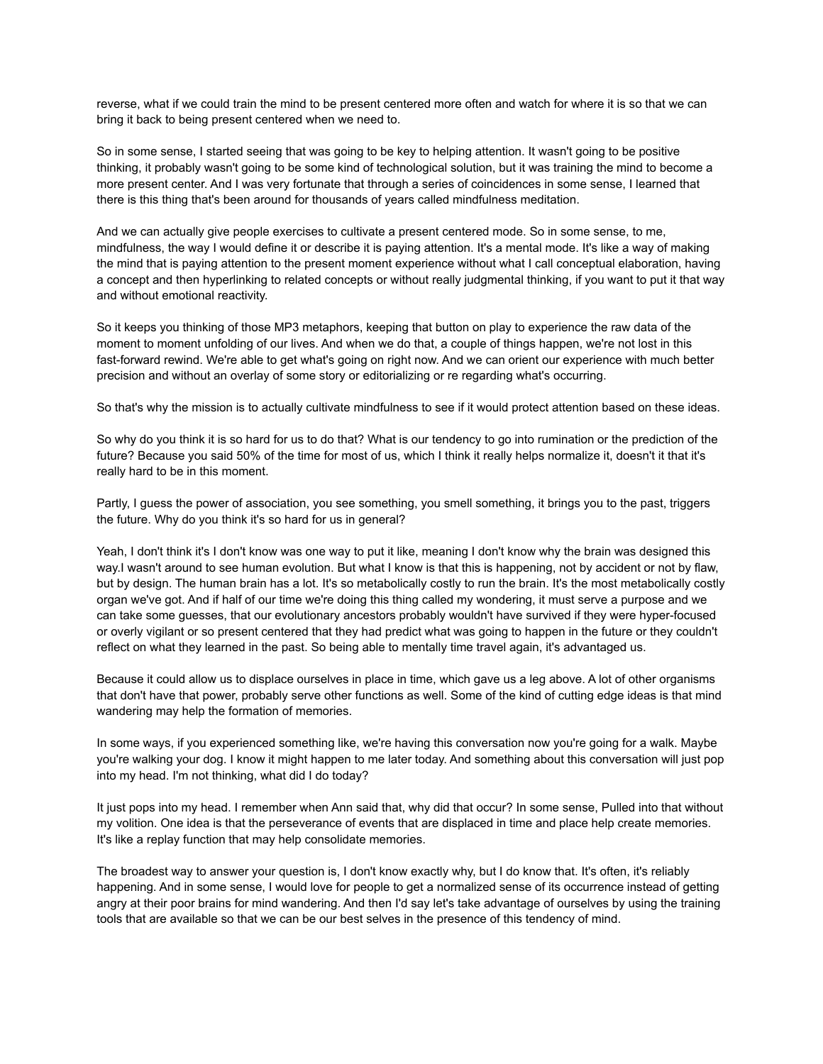reverse, what if we could train the mind to be present centered more often and watch for where it is so that we can bring it back to being present centered when we need to.

So in some sense, I started seeing that was going to be key to helping attention. It wasn't going to be positive thinking, it probably wasn't going to be some kind of technological solution, but it was training the mind to become a more present center. And I was very fortunate that through a series of coincidences in some sense, I learned that there is this thing that's been around for thousands of years called mindfulness meditation.

And we can actually give people exercises to cultivate a present centered mode. So in some sense, to me, mindfulness, the way I would define it or describe it is paying attention. It's a mental mode. It's like a way of making the mind that is paying attention to the present moment experience without what I call conceptual elaboration, having a concept and then hyperlinking to related concepts or without really judgmental thinking, if you want to put it that way and without emotional reactivity.

So it keeps you thinking of those MP3 metaphors, keeping that button on play to experience the raw data of the moment to moment unfolding of our lives. And when we do that, a couple of things happen, we're not lost in this fast-forward rewind. We're able to get what's going on right now. And we can orient our experience with much better precision and without an overlay of some story or editorializing or re regarding what's occurring.

So that's why the mission is to actually cultivate mindfulness to see if it would protect attention based on these ideas.

So why do you think it is so hard for us to do that? What is our tendency to go into rumination or the prediction of the future? Because you said 50% of the time for most of us, which I think it really helps normalize it, doesn't it that it's really hard to be in this moment.

Partly, I guess the power of association, you see something, you smell something, it brings you to the past, triggers the future. Why do you think it's so hard for us in general?

Yeah, I don't think it's I don't know was one way to put it like, meaning I don't know why the brain was designed this way.I wasn't around to see human evolution. But what I know is that this is happening, not by accident or not by flaw, but by design. The human brain has a lot. It's so metabolically costly to run the brain. It's the most metabolically costly organ we've got. And if half of our time we're doing this thing called my wondering, it must serve a purpose and we can take some guesses, that our evolutionary ancestors probably wouldn't have survived if they were hyper-focused or overly vigilant or so present centered that they had predict what was going to happen in the future or they couldn't reflect on what they learned in the past. So being able to mentally time travel again, it's advantaged us.

Because it could allow us to displace ourselves in place in time, which gave us a leg above. A lot of other organisms that don't have that power, probably serve other functions as well. Some of the kind of cutting edge ideas is that mind wandering may help the formation of memories.

In some ways, if you experienced something like, we're having this conversation now you're going for a walk. Maybe you're walking your dog. I know it might happen to me later today. And something about this conversation will just pop into my head. I'm not thinking, what did I do today?

It just pops into my head. I remember when Ann said that, why did that occur? In some sense, Pulled into that without my volition. One idea is that the perseverance of events that are displaced in time and place help create memories. It's like a replay function that may help consolidate memories.

The broadest way to answer your question is, I don't know exactly why, but I do know that. It's often, it's reliably happening. And in some sense, I would love for people to get a normalized sense of its occurrence instead of getting angry at their poor brains for mind wandering. And then I'd say let's take advantage of ourselves by using the training tools that are available so that we can be our best selves in the presence of this tendency of mind.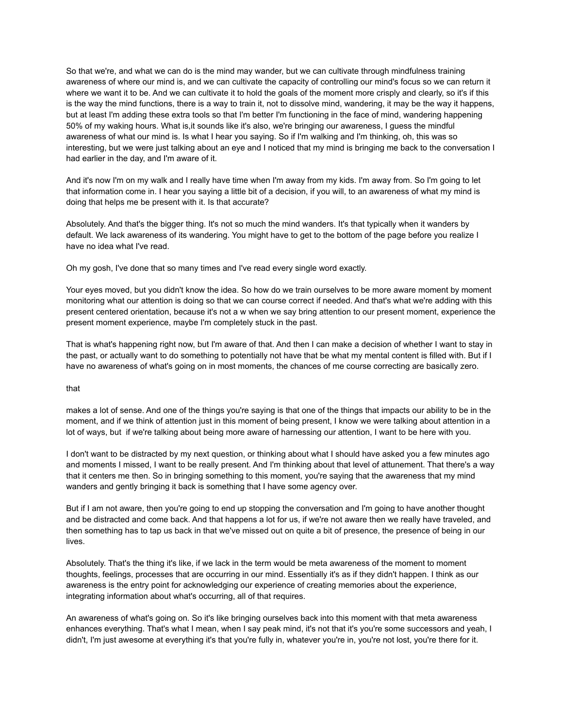So that we're, and what we can do is the mind may wander, but we can cultivate through mindfulness training awareness of where our mind is, and we can cultivate the capacity of controlling our mind's focus so we can return it where we want it to be. And we can cultivate it to hold the goals of the moment more crisply and clearly, so it's if this is the way the mind functions, there is a way to train it, not to dissolve mind, wandering, it may be the way it happens, but at least I'm adding these extra tools so that I'm better I'm functioning in the face of mind, wandering happening 50% of my waking hours. What is,it sounds like it's also, we're bringing our awareness, I guess the mindful awareness of what our mind is. Is what I hear you saying. So if I'm walking and I'm thinking, oh, this was so interesting, but we were just talking about an eye and I noticed that my mind is bringing me back to the conversation I had earlier in the day, and I'm aware of it.

And it's now I'm on my walk and I really have time when I'm away from my kids. I'm away from. So I'm going to let that information come in. I hear you saying a little bit of a decision, if you will, to an awareness of what my mind is doing that helps me be present with it. Is that accurate?

Absolutely. And that's the bigger thing. It's not so much the mind wanders. It's that typically when it wanders by default. We lack awareness of its wandering. You might have to get to the bottom of the page before you realize I have no idea what I've read.

Oh my gosh, I've done that so many times and I've read every single word exactly.

Your eyes moved, but you didn't know the idea. So how do we train ourselves to be more aware moment by moment monitoring what our attention is doing so that we can course correct if needed. And that's what we're adding with this present centered orientation, because it's not a w when we say bring attention to our present moment, experience the present moment experience, maybe I'm completely stuck in the past.

That is what's happening right now, but I'm aware of that. And then I can make a decision of whether I want to stay in the past, or actually want to do something to potentially not have that be what my mental content is filled with. But if I have no awareness of what's going on in most moments, the chances of me course correcting are basically zero.

that

makes a lot of sense. And one of the things you're saying is that one of the things that impacts our ability to be in the moment, and if we think of attention just in this moment of being present, I know we were talking about attention in a lot of ways, but if we're talking about being more aware of harnessing our attention, I want to be here with you.

I don't want to be distracted by my next question, or thinking about what I should have asked you a few minutes ago and moments I missed, I want to be really present. And I'm thinking about that level of attunement. That there's a way that it centers me then. So in bringing something to this moment, you're saying that the awareness that my mind wanders and gently bringing it back is something that I have some agency over.

But if I am not aware, then you're going to end up stopping the conversation and I'm going to have another thought and be distracted and come back. And that happens a lot for us, if we're not aware then we really have traveled, and then something has to tap us back in that we've missed out on quite a bit of presence, the presence of being in our lives.

Absolutely. That's the thing it's like, if we lack in the term would be meta awareness of the moment to moment thoughts, feelings, processes that are occurring in our mind. Essentially it's as if they didn't happen. I think as our awareness is the entry point for acknowledging our experience of creating memories about the experience, integrating information about what's occurring, all of that requires.

An awareness of what's going on. So it's like bringing ourselves back into this moment with that meta awareness enhances everything. That's what I mean, when I say peak mind, it's not that it's you're some successors and yeah, I didn't, I'm just awesome at everything it's that you're fully in, whatever you're in, you're not lost, you're there for it.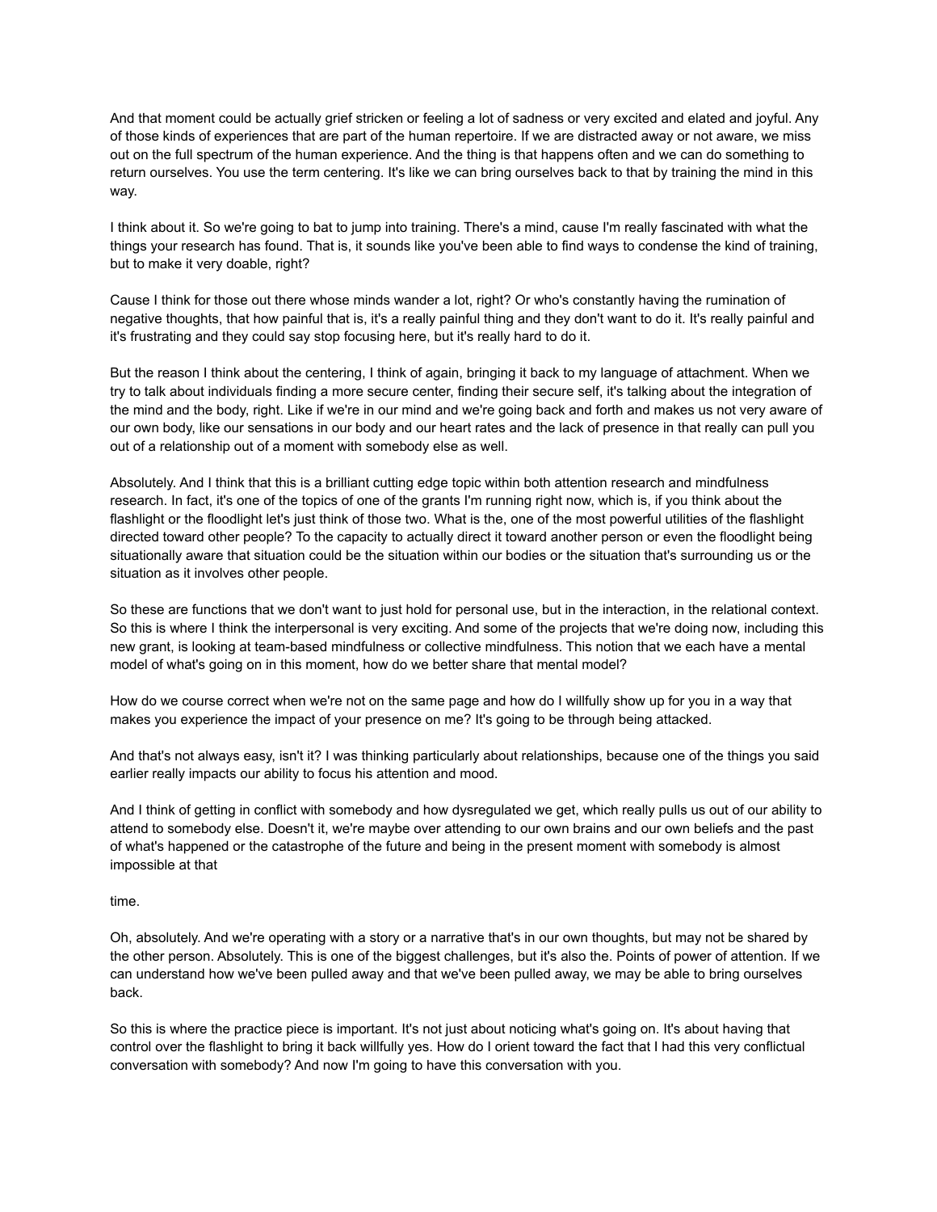And that moment could be actually grief stricken or feeling a lot of sadness or very excited and elated and joyful. Any of those kinds of experiences that are part of the human repertoire. If we are distracted away or not aware, we miss out on the full spectrum of the human experience. And the thing is that happens often and we can do something to return ourselves. You use the term centering. It's like we can bring ourselves back to that by training the mind in this way.

I think about it. So we're going to bat to jump into training. There's a mind, cause I'm really fascinated with what the things your research has found. That is, it sounds like you've been able to find ways to condense the kind of training, but to make it very doable, right?

Cause I think for those out there whose minds wander a lot, right? Or who's constantly having the rumination of negative thoughts, that how painful that is, it's a really painful thing and they don't want to do it. It's really painful and it's frustrating and they could say stop focusing here, but it's really hard to do it.

But the reason I think about the centering, I think of again, bringing it back to my language of attachment. When we try to talk about individuals finding a more secure center, finding their secure self, it's talking about the integration of the mind and the body, right. Like if we're in our mind and we're going back and forth and makes us not very aware of our own body, like our sensations in our body and our heart rates and the lack of presence in that really can pull you out of a relationship out of a moment with somebody else as well.

Absolutely. And I think that this is a brilliant cutting edge topic within both attention research and mindfulness research. In fact, it's one of the topics of one of the grants I'm running right now, which is, if you think about the flashlight or the floodlight let's just think of those two. What is the, one of the most powerful utilities of the flashlight directed toward other people? To the capacity to actually direct it toward another person or even the floodlight being situationally aware that situation could be the situation within our bodies or the situation that's surrounding us or the situation as it involves other people.

So these are functions that we don't want to just hold for personal use, but in the interaction, in the relational context. So this is where I think the interpersonal is very exciting. And some of the projects that we're doing now, including this new grant, is looking at team-based mindfulness or collective mindfulness. This notion that we each have a mental model of what's going on in this moment, how do we better share that mental model?

How do we course correct when we're not on the same page and how do I willfully show up for you in a way that makes you experience the impact of your presence on me? It's going to be through being attacked.

And that's not always easy, isn't it? I was thinking particularly about relationships, because one of the things you said earlier really impacts our ability to focus his attention and mood.

And I think of getting in conflict with somebody and how dysregulated we get, which really pulls us out of our ability to attend to somebody else. Doesn't it, we're maybe over attending to our own brains and our own beliefs and the past of what's happened or the catastrophe of the future and being in the present moment with somebody is almost impossible at that

time.

Oh, absolutely. And we're operating with a story or a narrative that's in our own thoughts, but may not be shared by the other person. Absolutely. This is one of the biggest challenges, but it's also the. Points of power of attention. If we can understand how we've been pulled away and that we've been pulled away, we may be able to bring ourselves back.

So this is where the practice piece is important. It's not just about noticing what's going on. It's about having that control over the flashlight to bring it back willfully yes. How do I orient toward the fact that I had this very conflictual conversation with somebody? And now I'm going to have this conversation with you.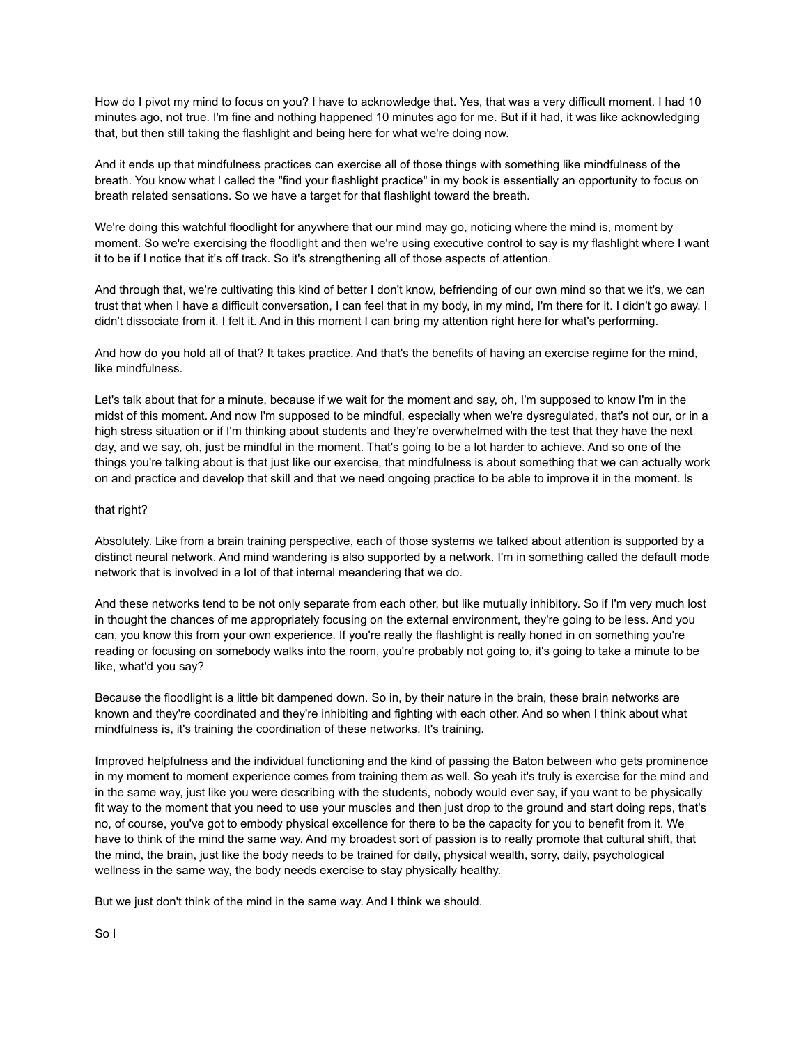How do I pivot my mind to focus on you? I have to acknowledge that. Yes, that was a very difficult moment. I had 10 minutes ago, not true. I'm fine and nothing happened 10 minutes ago for me. But if it had, it was like acknowledging that, but then still taking the flashlight and being here for what we're doing now.

And it ends up that mindfulness practices can exercise all of those things with something like mindfulness of the breath. You know what I called the "find your flashlight practice" in my book is essentially an opportunity to focus on breath related sensations. So we have a target for that flashlight toward the breath.

We're doing this watchful floodlight for anywhere that our mind may go, noticing where the mind is, moment by moment. So we're exercising the floodlight and then we're using executive control to say is my flashlight where I want it to be if I notice that it's off track. So it's strengthening all of those aspects of attention.

And through that, we're cultivating this kind of better I don't know, befriending of our own mind so that we it's, we can trust that when I have a difficult conversation, I can feel that in my body, in my mind, I'm there for it. I didn't go away. I didn't dissociate from it. I felt it. And in this moment I can bring my attention right here for what's performing.

And how do you hold all of that? It takes practice. And that's the benefits of having an exercise regime for the mind, like mindfulness.

Let's talk about that for a minute, because if we wait for the moment and say, oh, I'm supposed to know I'm in the midst of this moment. And now I'm supposed to be mindful, especially when we're dysregulated, that's not our, or in a high stress situation or if I'm thinking about students and they're overwhelmed with the test that they have the next day, and we say, oh, just be mindful in the moment. That's going to be a lot harder to achieve. And so one of the things you're talking about is that just like our exercise, that mindfulness is about something that we can actually work on and practice and develop that skill and that we need ongoing practice to be able to improve it in the moment. Is

that right?

Absolutely. Like from a brain training perspective, each of those systems we talked about attention is supported by a distinct neural network. And mind wandering is also supported by a network. I'm in something called the default mode network that is involved in a lot of that internal meandering that we do.

And these networks tend to be not only separate from each other, but like mutually inhibitory. So if I'm very much lost in thought the chances of me appropriately focusing on the external environment, they're going to be less. And you can, you know this from your own experience. If you're really the flashlight is really honed in on something you're reading or focusing on somebody walks into the room, you're probably not going to, it's going to take a minute to be like, what'd you say?

Because the floodlight is a little bit dampened down. So in, by their nature in the brain, these brain networks are known and they're coordinated and they're inhibiting and fighting with each other. And so when I think about what mindfulness is, it's training the coordination of these networks. It's training.

Improved helpfulness and the individual functioning and the kind of passing the Baton between who gets prominence in my moment to moment experience comes from training them as well. So yeah it's truly is exercise for the mind and in the same way, just like you were describing with the students, nobody would ever say, if you want to be physically fit way to the moment that you need to use your muscles and then just drop to the ground and start doing reps, that's no, of course, you've got to embody physical excellence for there to be the capacity for you to benefit from it. We have to think of the mind the same way. And my broadest sort of passion is to really promote that cultural shift, that the mind, the brain, just like the body needs to be trained for daily, physical wealth, sorry, daily, psychological wellness in the same way, the body needs exercise to stay physically healthy.

But we just don't think of the mind in the same way. And I think we should.

So I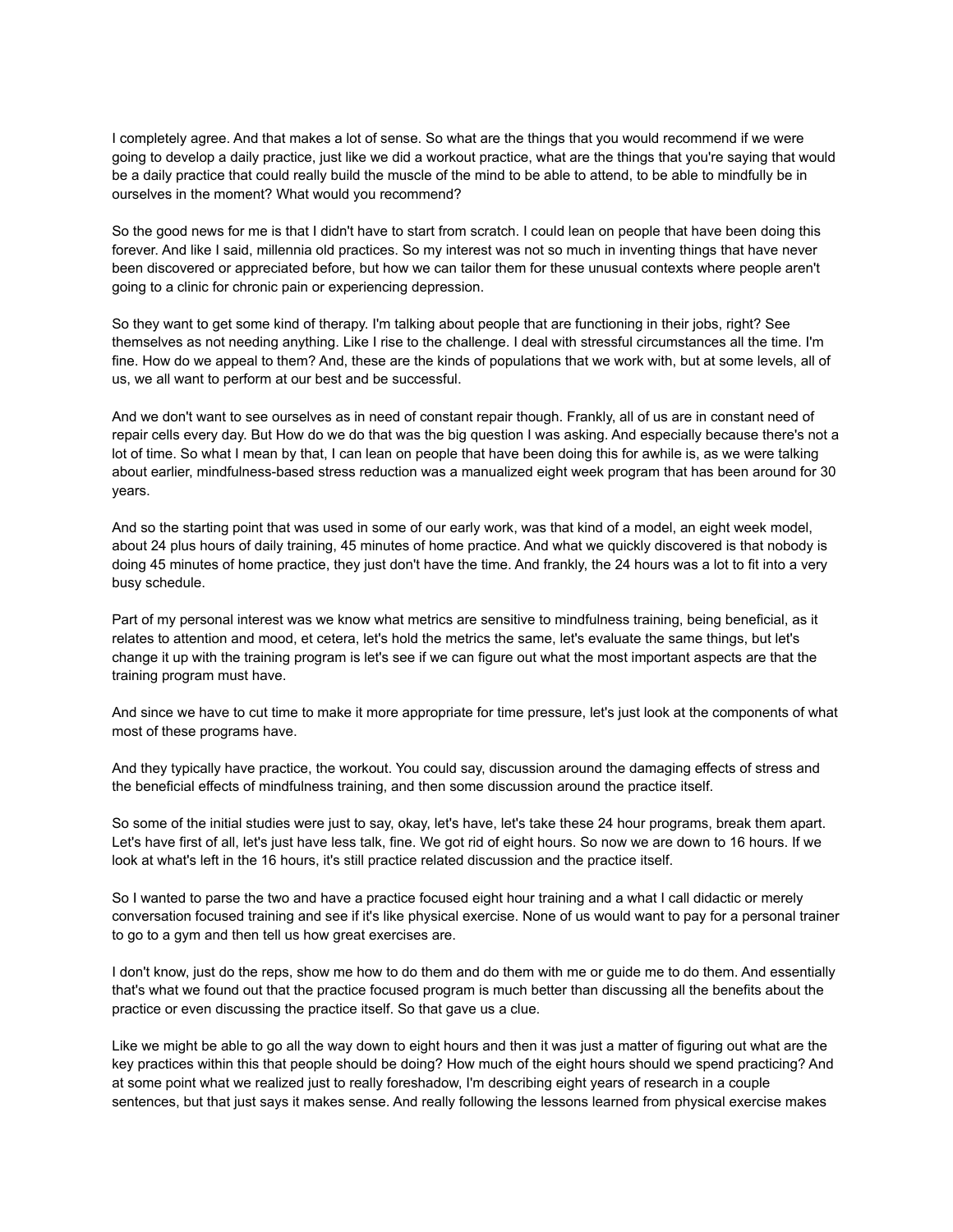I completely agree. And that makes a lot of sense. So what are the things that you would recommend if we were going to develop a daily practice, just like we did a workout practice, what are the things that you're saying that would be a daily practice that could really build the muscle of the mind to be able to attend, to be able to mindfully be in ourselves in the moment? What would you recommend?

So the good news for me is that I didn't have to start from scratch. I could lean on people that have been doing this forever. And like I said, millennia old practices. So my interest was not so much in inventing things that have never been discovered or appreciated before, but how we can tailor them for these unusual contexts where people aren't going to a clinic for chronic pain or experiencing depression.

So they want to get some kind of therapy. I'm talking about people that are functioning in their jobs, right? See themselves as not needing anything. Like I rise to the challenge. I deal with stressful circumstances all the time. I'm fine. How do we appeal to them? And, these are the kinds of populations that we work with, but at some levels, all of us, we all want to perform at our best and be successful.

And we don't want to see ourselves as in need of constant repair though. Frankly, all of us are in constant need of repair cells every day. But How do we do that was the big question I was asking. And especially because there's not a lot of time. So what I mean by that, I can lean on people that have been doing this for awhile is, as we were talking about earlier, mindfulness-based stress reduction was a manualized eight week program that has been around for 30 years.

And so the starting point that was used in some of our early work, was that kind of a model, an eight week model, about 24 plus hours of daily training, 45 minutes of home practice. And what we quickly discovered is that nobody is doing 45 minutes of home practice, they just don't have the time. And frankly, the 24 hours was a lot to fit into a very busy schedule.

Part of my personal interest was we know what metrics are sensitive to mindfulness training, being beneficial, as it relates to attention and mood, et cetera, let's hold the metrics the same, let's evaluate the same things, but let's change it up with the training program is let's see if we can figure out what the most important aspects are that the training program must have.

And since we have to cut time to make it more appropriate for time pressure, let's just look at the components of what most of these programs have.

And they typically have practice, the workout. You could say, discussion around the damaging effects of stress and the beneficial effects of mindfulness training, and then some discussion around the practice itself.

So some of the initial studies were just to say, okay, let's have, let's take these 24 hour programs, break them apart. Let's have first of all, let's just have less talk, fine. We got rid of eight hours. So now we are down to 16 hours. If we look at what's left in the 16 hours, it's still practice related discussion and the practice itself.

So I wanted to parse the two and have a practice focused eight hour training and a what I call didactic or merely conversation focused training and see if it's like physical exercise. None of us would want to pay for a personal trainer to go to a gym and then tell us how great exercises are.

I don't know, just do the reps, show me how to do them and do them with me or guide me to do them. And essentially that's what we found out that the practice focused program is much better than discussing all the benefits about the practice or even discussing the practice itself. So that gave us a clue.

Like we might be able to go all the way down to eight hours and then it was just a matter of figuring out what are the key practices within this that people should be doing? How much of the eight hours should we spend practicing? And at some point what we realized just to really foreshadow, I'm describing eight years of research in a couple sentences, but that just says it makes sense. And really following the lessons learned from physical exercise makes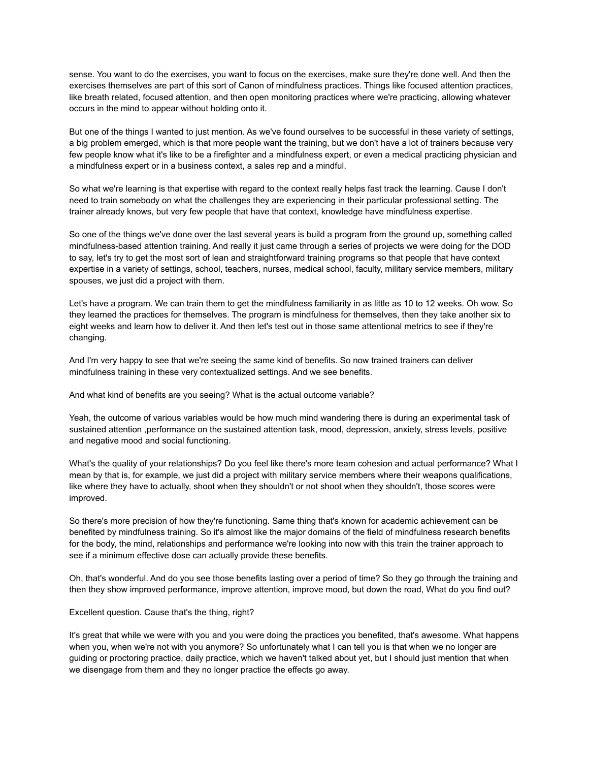sense. You want to do the exercises, you want to focus on the exercises, make sure they're done well. And then the exercises themselves are part of this sort of Canon of mindfulness practices. Things like focused attention practices, like breath related, focused attention, and then open monitoring practices where we're practicing, allowing whatever occurs in the mind to appear without holding onto it.

But one of the things I wanted to just mention. As we've found ourselves to be successful in these variety of settings, a big problem emerged, which is that more people want the training, but we don't have a lot of trainers because very few people know what it's like to be a firefighter and a mindfulness expert, or even a medical practicing physician and a mindfulness expert or in a business context, a sales rep and a mindful.

So what we're learning is that expertise with regard to the context really helps fast track the learning. Cause I don't need to train somebody on what the challenges they are experiencing in their particular professional setting. The trainer already knows, but very few people that have that context, knowledge have mindfulness expertise.

So one of the things we've done over the last several years is build a program from the ground up, something called mindfulness-based attention training. And really it just came through a series of projects we were doing for the DOD to say, let's try to get the most sort of lean and straightforward training programs so that people that have context expertise in a variety of settings, school, teachers, nurses, medical school, faculty, military service members, military spouses, we just did a project with them.

Let's have a program. We can train them to get the mindfulness familiarity in as little as 10 to 12 weeks. Oh wow. So they learned the practices for themselves. The program is mindfulness for themselves, then they take another six to eight weeks and learn how to deliver it. And then let's test out in those same attentional metrics to see if they're changing.

And I'm very happy to see that we're seeing the same kind of benefits. So now trained trainers can deliver mindfulness training in these very contextualized settings. And we see benefits.

And what kind of benefits are you seeing? What is the actual outcome variable?

Yeah, the outcome of various variables would be how much mind wandering there is during an experimental task of sustained attention ,performance on the sustained attention task, mood, depression, anxiety, stress levels, positive and negative mood and social functioning.

What's the quality of your relationships? Do you feel like there's more team cohesion and actual performance? What I mean by that is, for example, we just did a project with military service members where their weapons qualifications, like where they have to actually, shoot when they shouldn't or not shoot when they shouldn't, those scores were improved.

So there's more precision of how they're functioning. Same thing that's known for academic achievement can be benefited by mindfulness training. So it's almost like the major domains of the field of mindfulness research benefits for the body, the mind, relationships and performance we're looking into now with this train the trainer approach to see if a minimum effective dose can actually provide these benefits.

Oh, that's wonderful. And do you see those benefits lasting over a period of time? So they go through the training and then they show improved performance, improve attention, improve mood, but down the road, What do you find out?

Excellent question. Cause that's the thing, right?

It's great that while we were with you and you were doing the practices you benefited, that's awesome. What happens when you, when we're not with you anymore? So unfortunately what I can tell you is that when we no longer are guiding or proctoring practice, daily practice, which we haven't talked about yet, but I should just mention that when we disengage from them and they no longer practice the effects go away.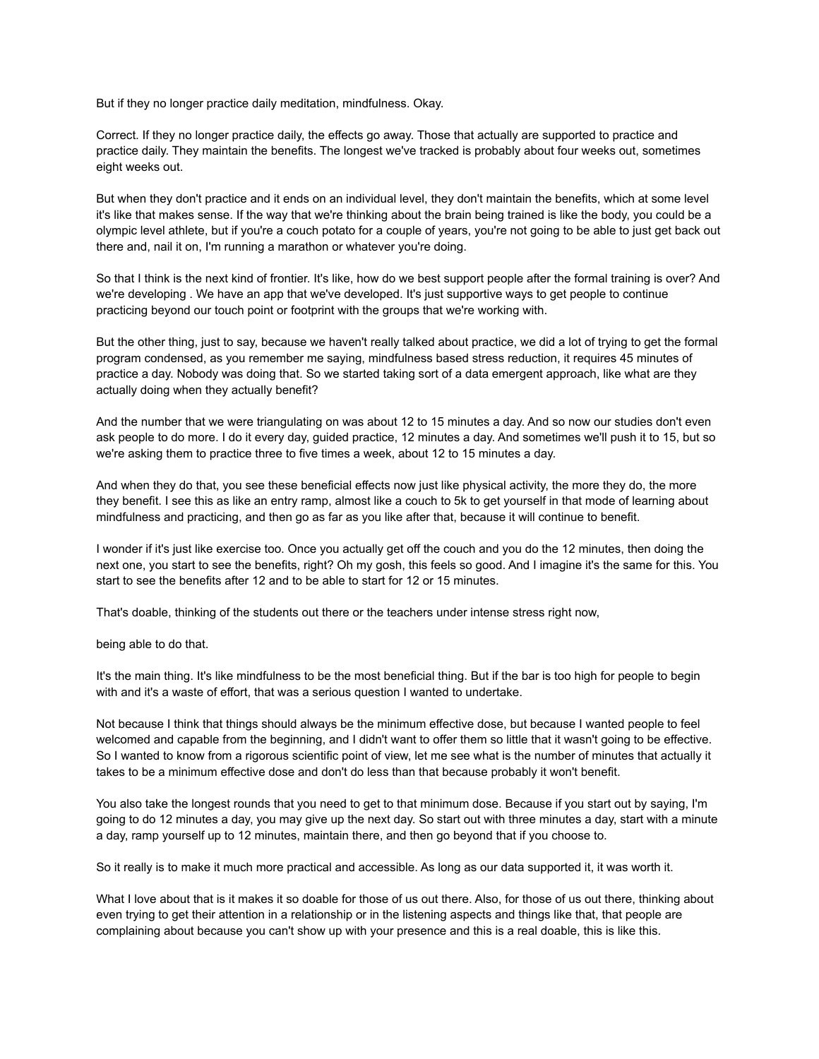But if they no longer practice daily meditation, mindfulness. Okay.

Correct. If they no longer practice daily, the effects go away. Those that actually are supported to practice and practice daily. They maintain the benefits. The longest we've tracked is probably about four weeks out, sometimes eight weeks out.

But when they don't practice and it ends on an individual level, they don't maintain the benefits, which at some level it's like that makes sense. If the way that we're thinking about the brain being trained is like the body, you could be a olympic level athlete, but if you're a couch potato for a couple of years, you're not going to be able to just get back out there and, nail it on, I'm running a marathon or whatever you're doing.

So that I think is the next kind of frontier. It's like, how do we best support people after the formal training is over? And we're developing . We have an app that we've developed. It's just supportive ways to get people to continue practicing beyond our touch point or footprint with the groups that we're working with.

But the other thing, just to say, because we haven't really talked about practice, we did a lot of trying to get the formal program condensed, as you remember me saying, mindfulness based stress reduction, it requires 45 minutes of practice a day. Nobody was doing that. So we started taking sort of a data emergent approach, like what are they actually doing when they actually benefit?

And the number that we were triangulating on was about 12 to 15 minutes a day. And so now our studies don't even ask people to do more. I do it every day, guided practice, 12 minutes a day. And sometimes we'll push it to 15, but so we're asking them to practice three to five times a week, about 12 to 15 minutes a day.

And when they do that, you see these beneficial effects now just like physical activity, the more they do, the more they benefit. I see this as like an entry ramp, almost like a couch to 5k to get yourself in that mode of learning about mindfulness and practicing, and then go as far as you like after that, because it will continue to benefit.

I wonder if it's just like exercise too. Once you actually get off the couch and you do the 12 minutes, then doing the next one, you start to see the benefits, right? Oh my gosh, this feels so good. And I imagine it's the same for this. You start to see the benefits after 12 and to be able to start for 12 or 15 minutes.

That's doable, thinking of the students out there or the teachers under intense stress right now,

being able to do that.

It's the main thing. It's like mindfulness to be the most beneficial thing. But if the bar is too high for people to begin with and it's a waste of effort, that was a serious question I wanted to undertake.

Not because I think that things should always be the minimum effective dose, but because I wanted people to feel welcomed and capable from the beginning, and I didn't want to offer them so little that it wasn't going to be effective. So I wanted to know from a rigorous scientific point of view, let me see what is the number of minutes that actually it takes to be a minimum effective dose and don't do less than that because probably it won't benefit.

You also take the longest rounds that you need to get to that minimum dose. Because if you start out by saying, I'm going to do 12 minutes a day, you may give up the next day. So start out with three minutes a day, start with a minute a day, ramp yourself up to 12 minutes, maintain there, and then go beyond that if you choose to.

So it really is to make it much more practical and accessible. As long as our data supported it, it was worth it.

What I love about that is it makes it so doable for those of us out there. Also, for those of us out there, thinking about even trying to get their attention in a relationship or in the listening aspects and things like that, that people are complaining about because you can't show up with your presence and this is a real doable, this is like this.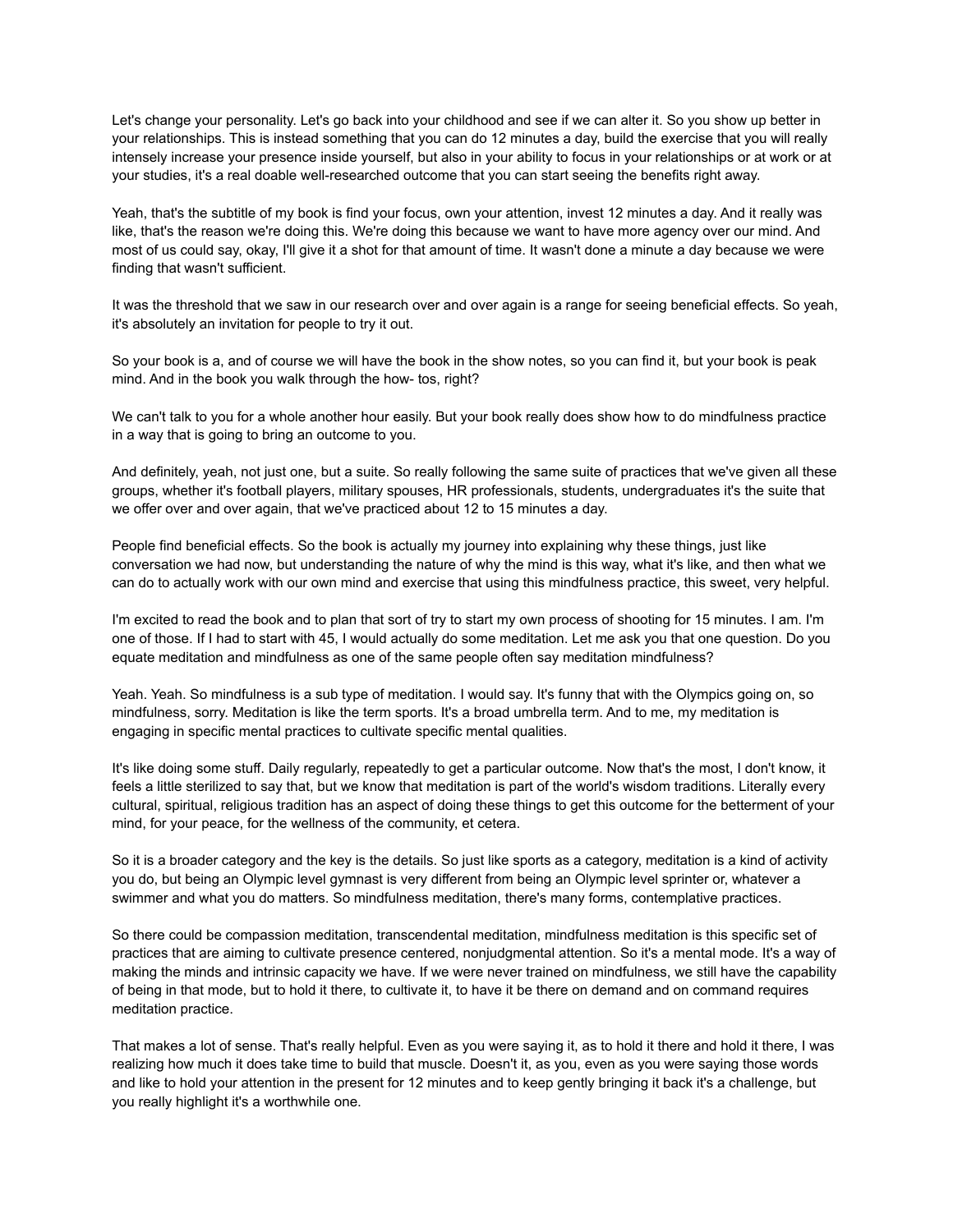Let's change your personality. Let's go back into your childhood and see if we can alter it. So you show up better in your relationships. This is instead something that you can do 12 minutes a day, build the exercise that you will really intensely increase your presence inside yourself, but also in your ability to focus in your relationships or at work or at your studies, it's a real doable well-researched outcome that you can start seeing the benefits right away.

Yeah, that's the subtitle of my book is find your focus, own your attention, invest 12 minutes a day. And it really was like, that's the reason we're doing this. We're doing this because we want to have more agency over our mind. And most of us could say, okay, I'll give it a shot for that amount of time. It wasn't done a minute a day because we were finding that wasn't sufficient.

It was the threshold that we saw in our research over and over again is a range for seeing beneficial effects. So yeah, it's absolutely an invitation for people to try it out.

So your book is a, and of course we will have the book in the show notes, so you can find it, but your book is peak mind. And in the book you walk through the how- tos, right?

We can't talk to you for a whole another hour easily. But your book really does show how to do mindfulness practice in a way that is going to bring an outcome to you.

And definitely, yeah, not just one, but a suite. So really following the same suite of practices that we've given all these groups, whether it's football players, military spouses, HR professionals, students, undergraduates it's the suite that we offer over and over again, that we've practiced about 12 to 15 minutes a day.

People find beneficial effects. So the book is actually my journey into explaining why these things, just like conversation we had now, but understanding the nature of why the mind is this way, what it's like, and then what we can do to actually work with our own mind and exercise that using this mindfulness practice, this sweet, very helpful.

I'm excited to read the book and to plan that sort of try to start my own process of shooting for 15 minutes. I am. I'm one of those. If I had to start with 45, I would actually do some meditation. Let me ask you that one question. Do you equate meditation and mindfulness as one of the same people often say meditation mindfulness?

Yeah. Yeah. So mindfulness is a sub type of meditation. I would say. It's funny that with the Olympics going on, so mindfulness, sorry. Meditation is like the term sports. It's a broad umbrella term. And to me, my meditation is engaging in specific mental practices to cultivate specific mental qualities.

It's like doing some stuff. Daily regularly, repeatedly to get a particular outcome. Now that's the most, I don't know, it feels a little sterilized to say that, but we know that meditation is part of the world's wisdom traditions. Literally every cultural, spiritual, religious tradition has an aspect of doing these things to get this outcome for the betterment of your mind, for your peace, for the wellness of the community, et cetera.

So it is a broader category and the key is the details. So just like sports as a category, meditation is a kind of activity you do, but being an Olympic level gymnast is very different from being an Olympic level sprinter or, whatever a swimmer and what you do matters. So mindfulness meditation, there's many forms, contemplative practices.

So there could be compassion meditation, transcendental meditation, mindfulness meditation is this specific set of practices that are aiming to cultivate presence centered, nonjudgmental attention. So it's a mental mode. It's a way of making the minds and intrinsic capacity we have. If we were never trained on mindfulness, we still have the capability of being in that mode, but to hold it there, to cultivate it, to have it be there on demand and on command requires meditation practice.

That makes a lot of sense. That's really helpful. Even as you were saying it, as to hold it there and hold it there, I was realizing how much it does take time to build that muscle. Doesn't it, as you, even as you were saying those words and like to hold your attention in the present for 12 minutes and to keep gently bringing it back it's a challenge, but you really highlight it's a worthwhile one.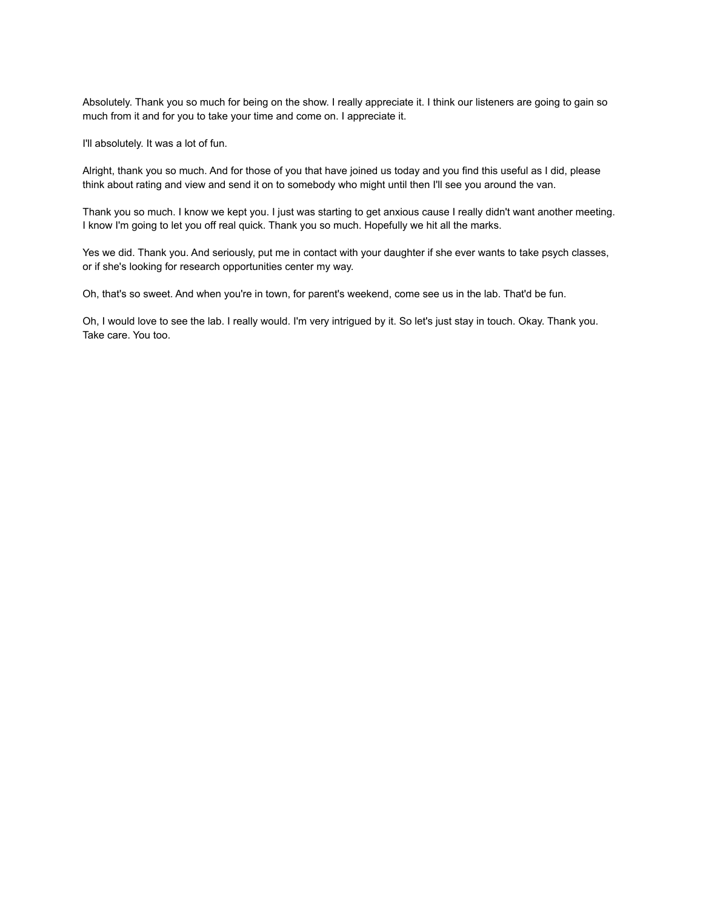Absolutely. Thank you so much for being on the show. I really appreciate it. I think our listeners are going to gain so much from it and for you to take your time and come on. I appreciate it.

I'll absolutely. It was a lot of fun.

Alright, thank you so much. And for those of you that have joined us today and you find this useful as I did, please think about rating and view and send it on to somebody who might until then I'll see you around the van.

Thank you so much. I know we kept you. I just was starting to get anxious cause I really didn't want another meeting. I know I'm going to let you off real quick. Thank you so much. Hopefully we hit all the marks.

Yes we did. Thank you. And seriously, put me in contact with your daughter if she ever wants to take psych classes, or if she's looking for research opportunities center my way.

Oh, that's so sweet. And when you're in town, for parent's weekend, come see us in the lab. That'd be fun.

Oh, I would love to see the lab. I really would. I'm very intrigued by it. So let's just stay in touch. Okay. Thank you. Take care. You too.